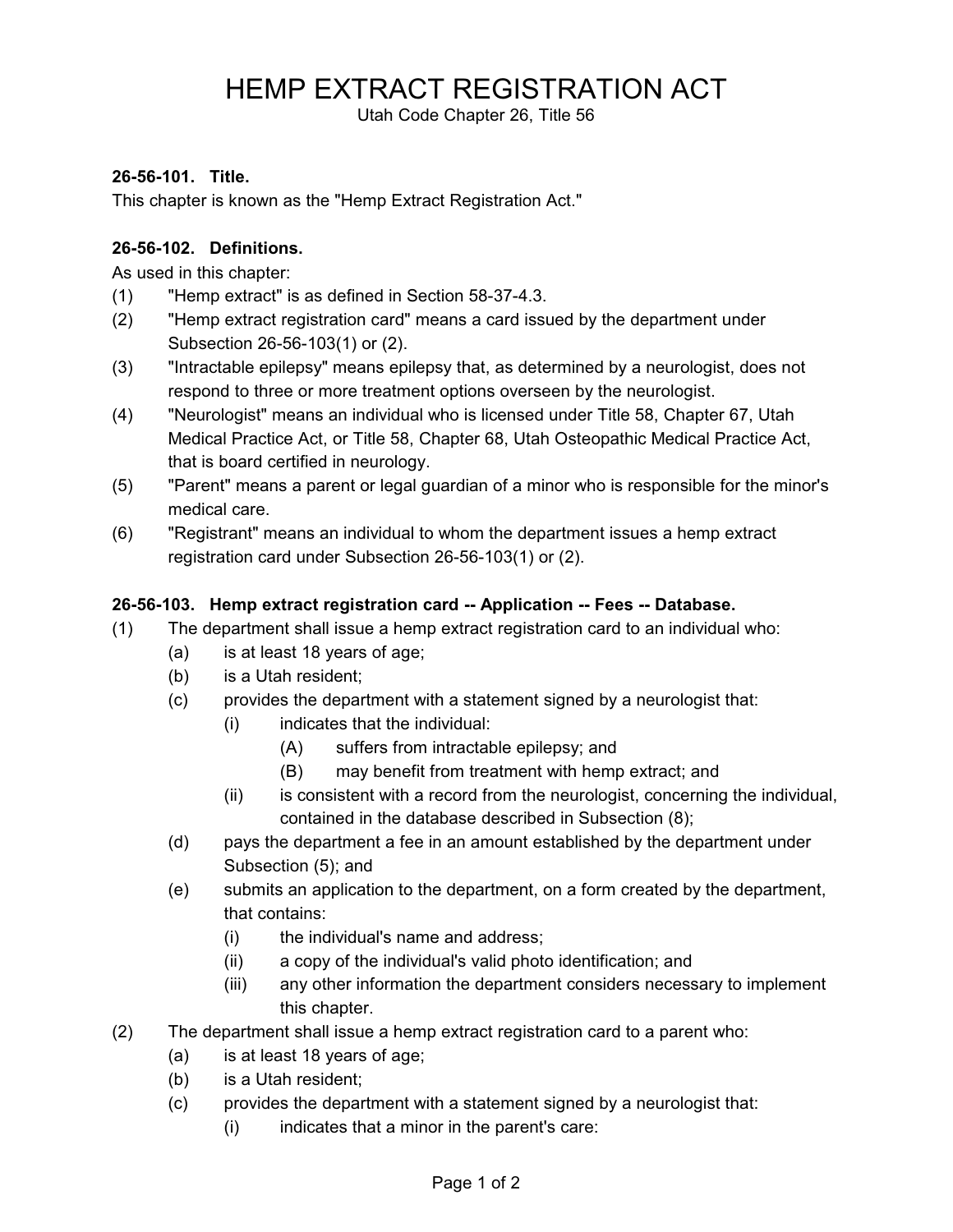# HEMP EXTRACT REGISTRATION ACT

Utah Code Chapter 26, Title 56

**26-56-101. Title.**

This chapter is known as the "Hemp Extract Registration Act."

**26-56-102. Definitions.**

As used in this chapter:

(1) "Hemp extract" is as defined in Section 58-37-4.3.

(2) "Hemp extract registration card" means a card issued by the department under Subsection 26-56-103(1) or (2).

(3) "Intractable epilepsy" means epilepsy that, as determined by a neurologist, does not respond to three or more treatment options overseen by the neurologist.

(4) "Neurologist" means an individual who is licensed under Title 58, Chapter 67, Utah Medical Practice Act, or Title 58, Chapter 68, Utah Osteopathic Medical Practice Act, that is board certified in neurology.

(5) "Parent" means a parent or legal guardian of a minor who is responsible for the minor's medical care.

(6) "Registrant" means an individual to whom the department issues a hemp extract registration card under Subsection 26-56-103(1) or (2).

**26-56-103. Hemp extract registration card -- Application -- Fees -- Database.**

(1) The department shall issue a hemp extract registration card to an individual who:

- (a) is at least 18 years of age;
- (b) is a Utah resident;
- (c) provides the department with a statement signed by a neurologist that:
  - (i) indicates that the individual:
    - (A) suffers from intractable epilepsy; and
    - (B) may benefit from treatment with hemp extract; and
  - (ii) is consistent with a record from the neurologist, concerning the individual, contained in the database described in Subsection (8);
- (d) pays the department a fee in an amount established by the department under Subsection (5); and
- (e) submits an application to the department, on a form created by the department, that contains:
  - (i) the individual's name and address;
  - (ii) a copy of the individual's valid photo identification; and
  - (iii) any other information the department considers necessary to implement this chapter.

(2) The department shall issue a hemp extract registration card to a parent who:

- (a) is at least 18 years of age;
- (b) is a Utah resident;
- (c) provides the department with a statement signed by a neurologist that:
  - (i) indicates that a minor in the parent's care: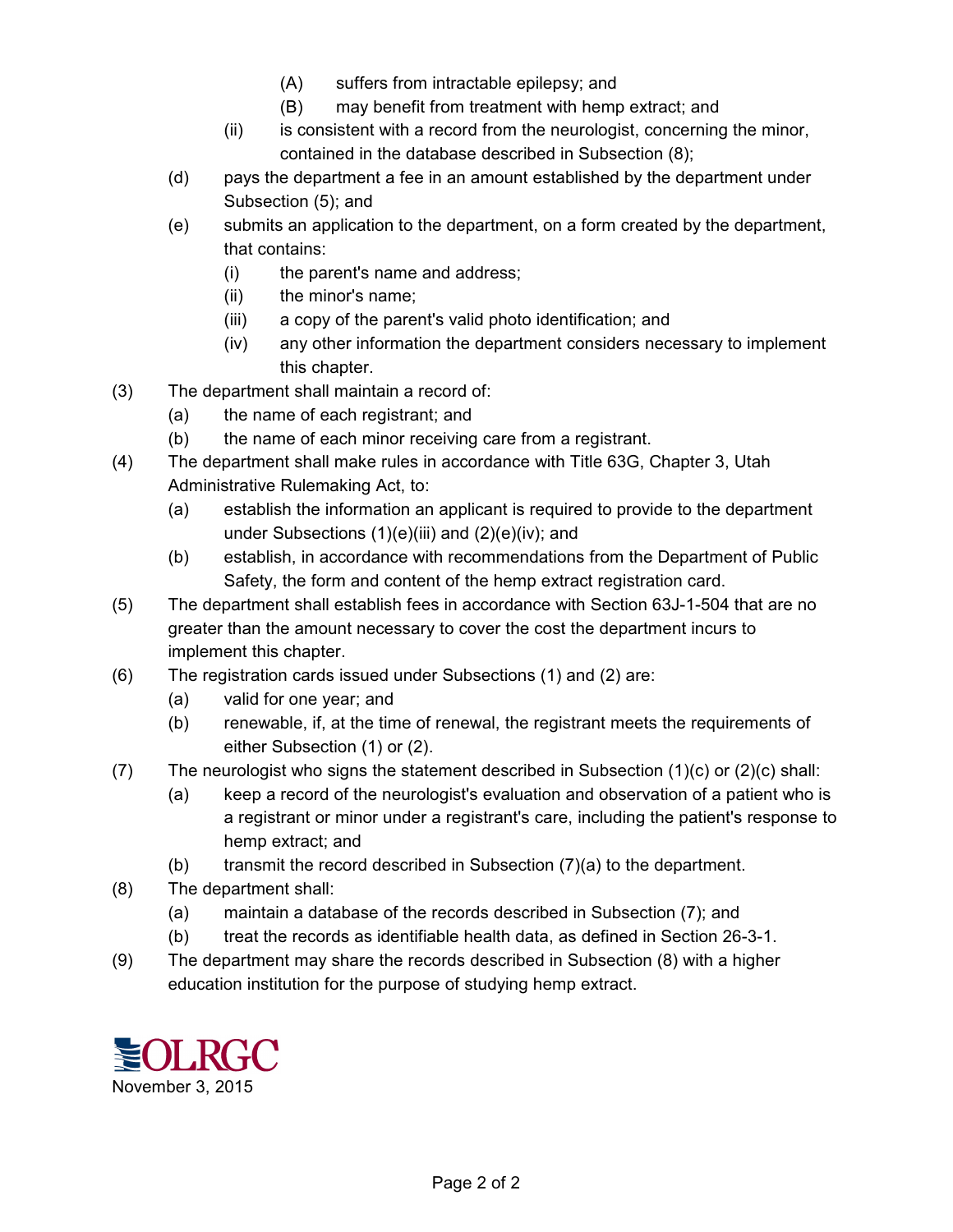(A) suffers from intractable epilepsy; and

(B) may benefit from treatment with hemp extract; and

(ii) is consistent with a record from the neurologist, concerning the minor, contained in the database described in Subsection (8);

(d) pays the department a fee in an amount established by the department under Subsection (5); and

(e) submits an application to the department, on a form created by the department, that contains:

(i) the parent's name and address;

(ii) the minor's name;

(iii) a copy of the parent's valid photo identification; and

(iv) any other information the department considers necessary to implement this chapter.

(3) The department shall maintain a record of:

(a) the name of each registrant; and

(b) the name of each minor receiving care from a registrant.

(4) The department shall make rules in accordance with Title 63G, Chapter 3, Utah Administrative Rulemaking Act, to:

(a) establish the information an applicant is required to provide to the department under Subsections (1)(e)(iii) and (2)(e)(iv); and

(b) establish, in accordance with recommendations from the Department of Public Safety, the form and content of the hemp extract registration card.

(5) The department shall establish fees in accordance with Section 63J-1-504 that are no greater than the amount necessary to cover the cost the department incurs to implement this chapter.

(6) The registration cards issued under Subsections (1) and (2) are:

(a) valid for one year; and

(b) renewable, if, at the time of renewal, the registrant meets the requirements of either Subsection (1) or (2).

(7) The neurologist who signs the statement described in Subsection (1)(c) or (2)(c) shall:

(a) keep a record of the neurologist's evaluation and observation of a patient who is a registrant or minor under a registrant's care, including the patient's response to hemp extract; and

(b) transmit the record described in Subsection (7)(a) to the department.

(8) The department shall:

(a) maintain a database of the records described in Subsection (7); and

(b) treat the records as identifiable health data, as defined in Section 26-3-1.

(9) The department may share the records described in Subsection (8) with a higher education institution for the purpose of studying hemp extract.

OLRGC
November 3, 2015